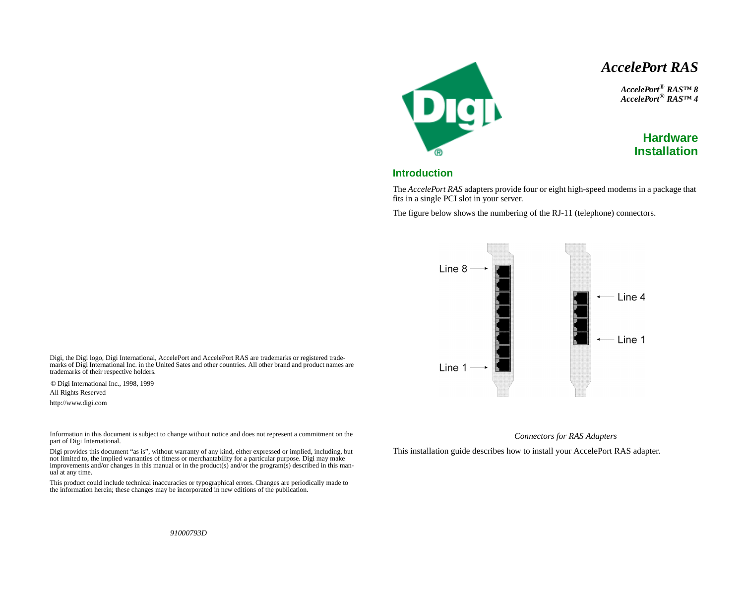# *AccelePort RAS*

***AccelePort® RAS™ 8***
***AccelePort® RAS™ 4***

## Hardware Installation

## Introduction

The *AccelePort RAS* adapters provide four or eight high-speed modems in a package that fits in a single PCI slot in your server.

The figure below shows the numbering of the RJ-11 (telephone) connectors.

Line 8 Line 1 Line 4 Line 1

*Connectors for RAS Adapters*

This installation guide describes how to install your AccelePort RAS adapter.

Digi, the Digi logo, Digi International, AccelePort and AccelePort RAS are trademarks or registered trademarks of Digi International Inc. in the United Sates and other countries. All other brand and product names are trademarks of their respective holders.

© Digi International Inc., 1998, 1999
All Rights Reserved
http://www.digi.com

Information in this document is subject to change without notice and does not represent a commitment on the part of Digi International.

Digi provides this document "as is", without warranty of any kind, either expressed or implied, including, but not limited to, the implied warranties of fitness or merchantability for a particular purpose. Digi may make improvements and/or changes in this manual or in the product(s) and/or the program(s) described in this manual at any time.

This product could include technical inaccuracies or typographical errors. Changes are periodically made to the information herein; these changes may be incorporated in new editions of the publication.

*91000793D*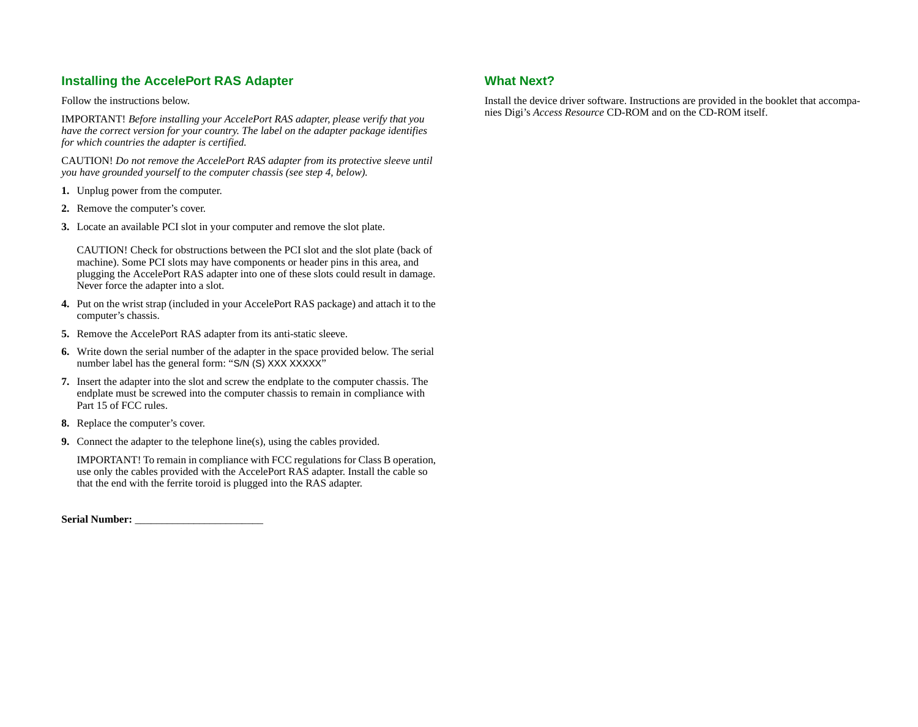## Installing the AccelePort RAS Adapter

Follow the instructions below.

IMPORTANT! *Before installing your AccelePort RAS adapter, please verify that you have the correct version for your country. The label on the adapter package identifies for which countries the adapter is certified.*

CAUTION! *Do not remove the AccelePort RAS adapter from its protective sleeve until you have grounded yourself to the computer chassis (see step 4, below).*

1. Unplug power from the computer.
2. Remove the computer's cover.
3. Locate an available PCI slot in your computer and remove the slot plate.

   CAUTION! Check for obstructions between the PCI slot and the slot plate (back of machine). Some PCI slots may have components or header pins in this area, and plugging the AccelePort RAS adapter into one of these slots could result in damage. Never force the adapter into a slot.

4. Put on the wrist strap (included in your AccelePort RAS package) and attach it to the computer's chassis.
5. Remove the AccelePort RAS adapter from its anti-static sleeve.
6. Write down the serial number of the adapter in the space provided below. The serial number label has the general form: "S/N (S) XXX XXXXX"
7. Insert the adapter into the slot and screw the endplate to the computer chassis. The endplate must be screwed into the computer chassis to remain in compliance with Part 15 of FCC rules.
8. Replace the computer's cover.
9. Connect the adapter to the telephone line(s), using the cables provided.

   IMPORTANT! To remain in compliance with FCC regulations for Class B operation, use only the cables provided with the AccelePort RAS adapter. Install the cable so that the end with the ferrite toroid is plugged into the RAS adapter.

**Serial Number:** ________________________

## What Next?

Install the device driver software. Instructions are provided in the booklet that accompanies Digi's *Access Resource* CD-ROM and on the CD-ROM itself.